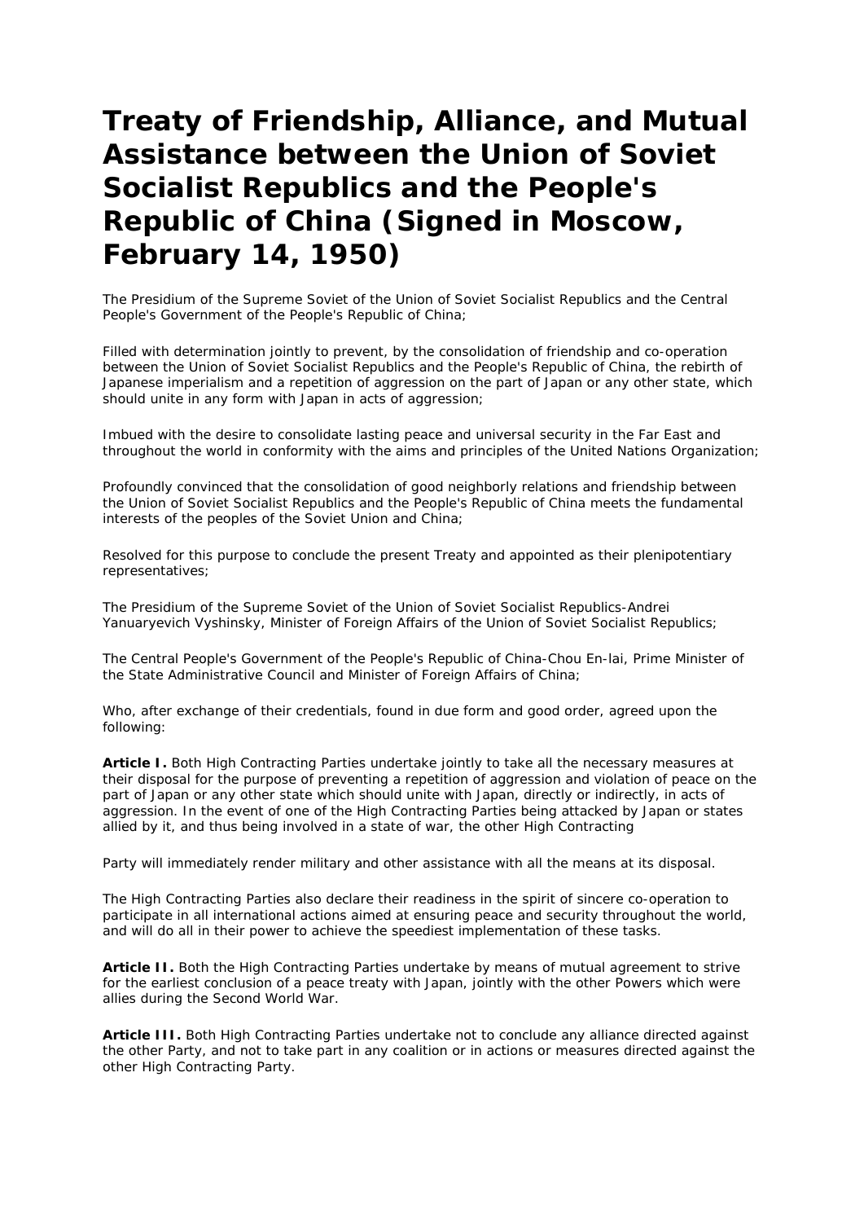# Treaty of Friendship, Alliance, and Mutual Assistance between the Union of Soviet Socialist Republics and the People's Republic of China (Signed in Moscow, February 14, 1950)

The Presidium of the Supreme Soviet of the Union of Soviet Socialist Republics and the Central People's Government of the People's Republic of China;

Filled with determination jointly to prevent, by the consolidation of friendship and co-operation between the Union of Soviet Socialist Republics and the People's Republic of China, the rebirth of Japanese imperialism and a repetition of aggression on the part of Japan or any other state, which should unite in any form with Japan in acts of aggression;

Imbued with the desire to consolidate lasting peace and universal security in the Far East and throughout the world in conformity with the aims and principles of the United Nations Organization;

Profoundly convinced that the consolidation of good neighborly relations and friendship between the Union of Soviet Socialist Republics and the People's Republic of China meets the fundamental interests of the peoples of the Soviet Union and China;

Resolved for this purpose to conclude the present Treaty and appointed as their plenipotentiary representatives;

The Presidium of the Supreme Soviet of the Union of Soviet Socialist Republics-Andrei Yanuaryevich Vyshinsky, Minister of Foreign Affairs of the Union of Soviet Socialist Republics;

The Central People's Government of the People's Republic of China-Chou En-lai, Prime Minister of the State Administrative Council and Minister of Foreign Affairs of China;

Who, after exchange of their credentials, found in due form and good order, agreed upon the following:

**Article I.** Both High Contracting Parties undertake jointly to take all the necessary measures at their disposal for the purpose of preventing a repetition of aggression and violation of peace on the part of Japan or any other state which should unite with Japan, directly or indirectly, in acts of aggression. In the event of one of the High Contracting Parties being attacked by Japan or states allied by it, and thus being involved in a state of war, the other High Contracting Party will immediately render military and other assistance with all the means at its disposal.

The High Contracting Parties also declare their readiness in the spirit of sincere co-operation to participate in all international actions aimed at ensuring peace and security throughout the world, and will do all in their power to achieve the speediest implementation of these tasks.

**Article II.** Both the High Contracting Parties undertake by means of mutual agreement to strive for the earliest conclusion of a peace treaty with Japan, jointly with the other Powers which were allies during the Second World War.

**Article III.** Both High Contracting Parties undertake not to conclude any alliance directed against the other Party, and not to take part in any coalition or in actions or measures directed against the other High Contracting Party.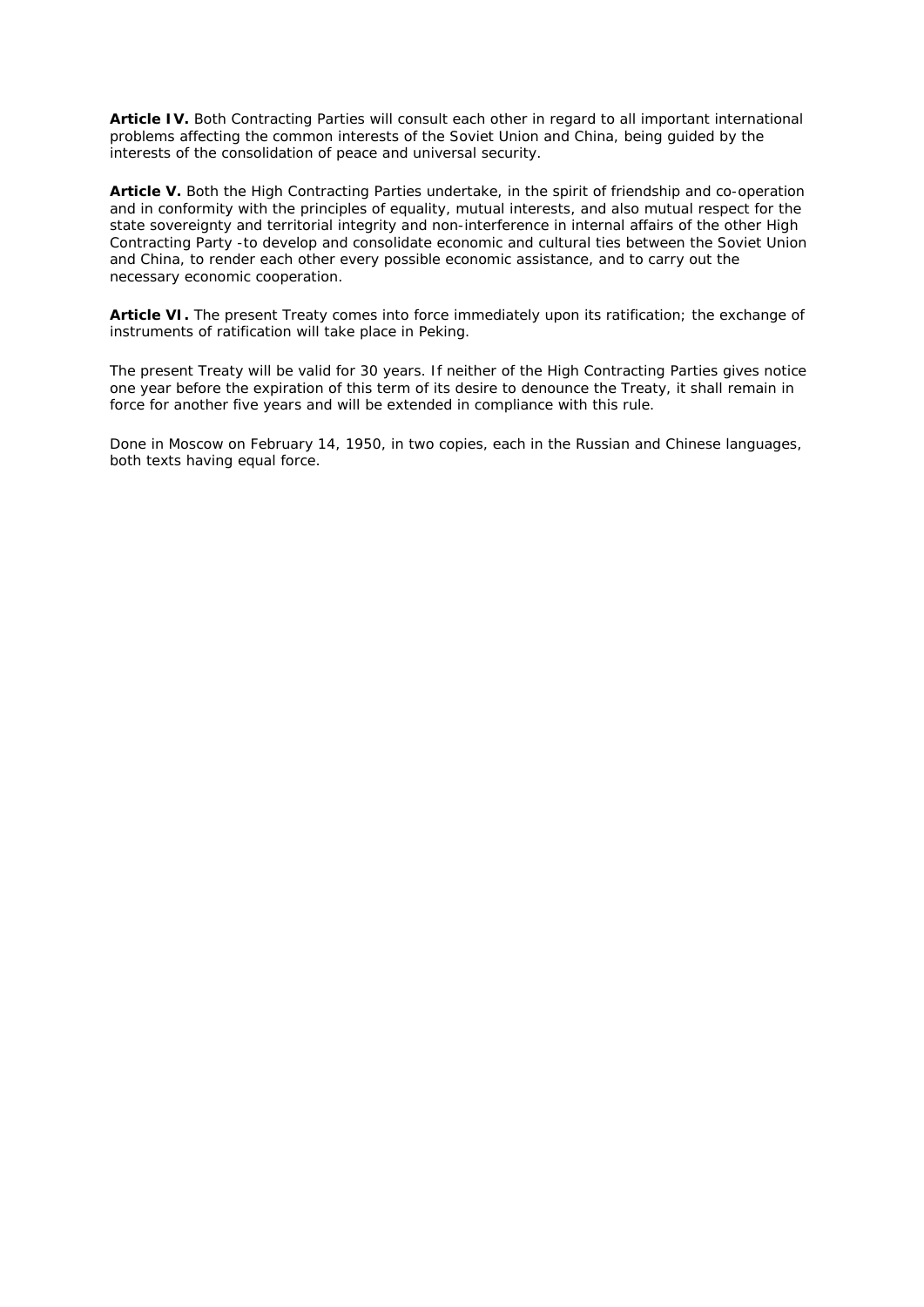**Article IV.** Both Contracting Parties will consult each other in regard to all important international problems affecting the common interests of the Soviet Union and China, being guided by the interests of the consolidation of peace and universal security.

**Article V.** Both the High Contracting Parties undertake, in the spirit of friendship and co-operation and in conformity with the principles of equality, mutual interests, and also mutual respect for the state sovereignty and territorial integrity and non-interference in internal affairs of the other High Contracting Party -to develop and consolidate economic and cultural ties between the Soviet Union and China, to render each other every possible economic assistance, and to carry out the necessary economic cooperation.

**Article VI.** The present Treaty comes into force immediately upon its ratification; the exchange of instruments of ratification will take place in Peking.

The present Treaty will be valid for 30 years. If neither of the High Contracting Parties gives notice one year before the expiration of this term of its desire to denounce the Treaty, it shall remain in force for another five years and will be extended in compliance with this rule.

Done in Moscow on February 14, 1950, in two copies, each in the Russian and Chinese languages, both texts having equal force.